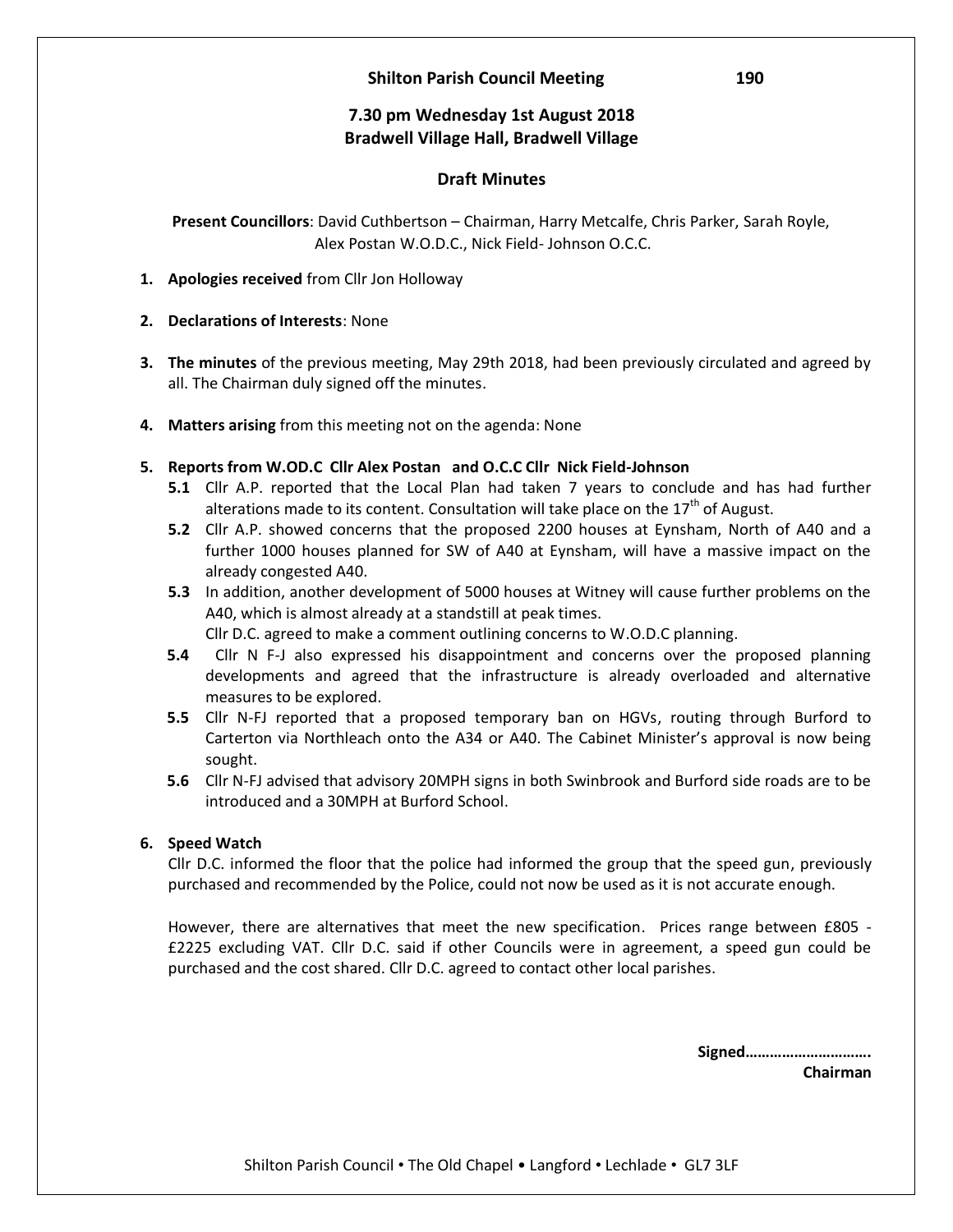# Shilton Parish Council Meeting

## 7.30 pm Wednesday 1st August 2018
## Bradwell Village Hall, Bradwell Village

### Draft Minutes

**Present Councillors**: David Cuthbertson – Chairman, Harry Metcalfe, Chris Parker, Sarah Royle, Alex Postan W.O.D.C., Nick Field- Johnson O.C.C.

1. **Apologies received** from Cllr Jon Holloway

2. **Declarations of Interests**: None

3. **The minutes** of the previous meeting, May 29th 2018, had been previously circulated and agreed by all. The Chairman duly signed off the minutes.

4. **Matters arising** from this meeting not on the agenda: None

5. **Reports from W.OD.C Cllr Alex Postan and O.C.C Cllr Nick Field-Johnson**
   - **5.1** Cllr A.P. reported that the Local Plan had taken 7 years to conclude and has had further alterations made to its content. Consultation will take place on the 17th of August.
   - **5.2** Cllr A.P. showed concerns that the proposed 2200 houses at Eynsham, North of A40 and a further 1000 houses planned for SW of A40 at Eynsham, will have a massive impact on the already congested A40.
   - **5.3** In addition, another development of 5000 houses at Witney will cause further problems on the A40, which is almost already at a standstill at peak times.
     Cllr D.C. agreed to make a comment outlining concerns to W.O.D.C planning.
   - **5.4** Cllr N F-J also expressed his disappointment and concerns over the proposed planning developments and agreed that the infrastructure is already overloaded and alternative measures to be explored.
   - **5.5** Cllr N-FJ reported that a proposed temporary ban on HGVs, routing through Burford to Carterton via Northleach onto the A34 or A40. The Cabinet Minister's approval is now being sought.
   - **5.6** Cllr N-FJ advised that advisory 20MPH signs in both Swinbrook and Burford side roads are to be introduced and a 30MPH at Burford School.

6. **Speed Watch**

   Cllr D.C. informed the floor that the police had informed the group that the speed gun, previously purchased and recommended by the Police, could not now be used as it is not accurate enough.

   However, there are alternatives that meet the new specification. Prices range between £805 - £2225 excluding VAT. Cllr D.C. said if other Councils were in agreement, a speed gun could be purchased and the cost shared. Cllr D.C. agreed to contact other local parishes.

**Signed…………………………..**
**Chairman**

Shilton Parish Council • The Old Chapel • Langford • Lechlade • GL7 3LF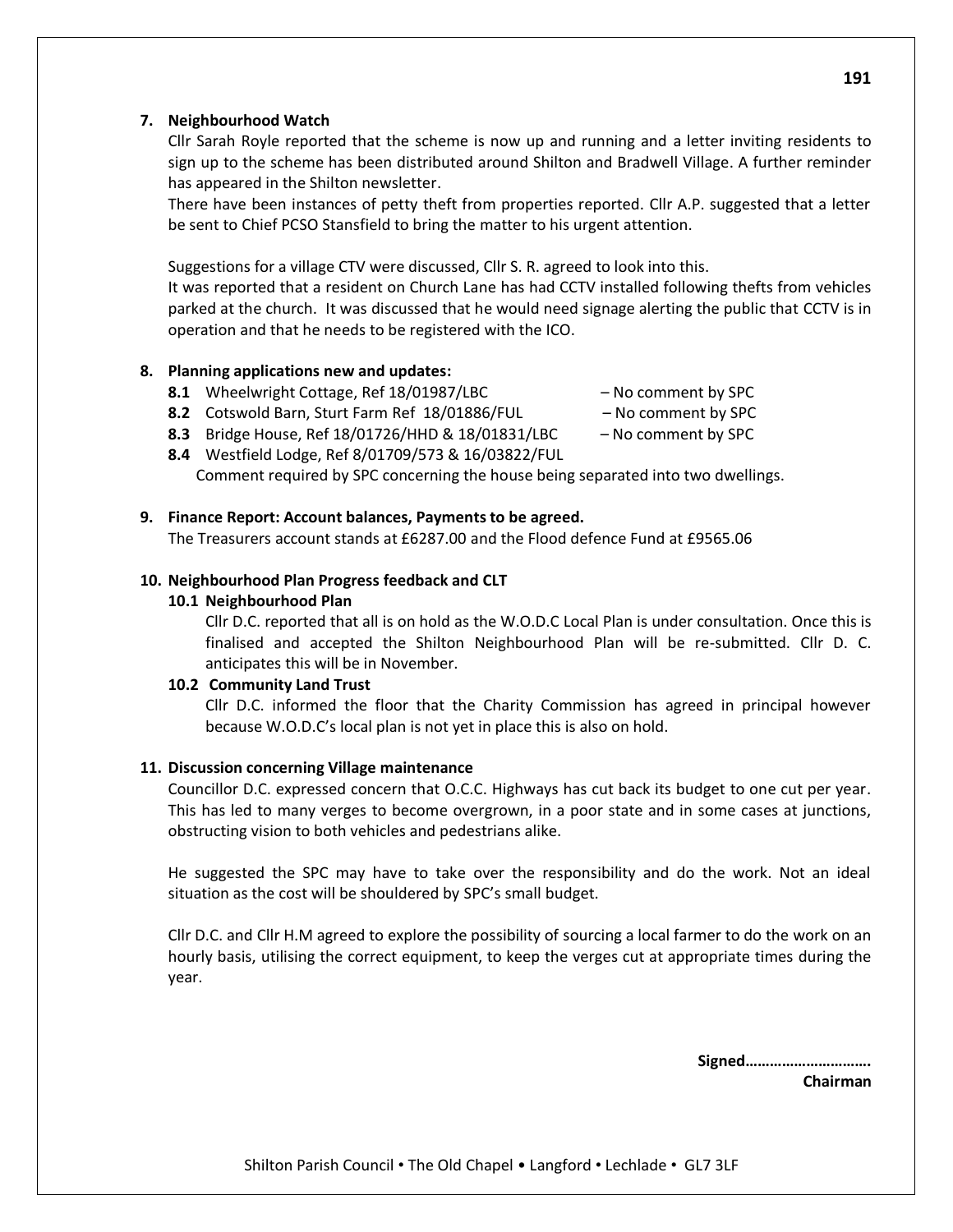**7. Neighbourhood Watch**

Cllr Sarah Royle reported that the scheme is now up and running and a letter inviting residents to sign up to the scheme has been distributed around Shilton and Bradwell Village. A further reminder has appeared in the Shilton newsletter.

There have been instances of petty theft from properties reported. Cllr A.P. suggested that a letter be sent to Chief PCSO Stansfield to bring the matter to his urgent attention.

Suggestions for a village CTV were discussed, Cllr S. R. agreed to look into this.

It was reported that a resident on Church Lane has had CCTV installed following thefts from vehicles parked at the church. It was discussed that he would need signage alerting the public that CCTV is in operation and that he needs to be registered with the ICO.

**8. Planning applications new and updates:**

- **8.1** Wheelwright Cottage, Ref 18/01987/LBC – No comment by SPC
- **8.2** Cotswold Barn, Sturt Farm Ref 18/01886/FUL – No comment by SPC
- **8.3** Bridge House, Ref 18/01726/HHD & 18/01831/LBC – No comment by SPC
- **8.4** Westfield Lodge, Ref 8/01709/573 & 16/03822/FUL

  Comment required by SPC concerning the house being separated into two dwellings.

**9. Finance Report: Account balances, Payments to be agreed.**

The Treasurers account stands at £6287.00 and the Flood defence Fund at £9565.06

**10. Neighbourhood Plan Progress feedback and CLT**

**10.1 Neighbourhood Plan**

Cllr D.C. reported that all is on hold as the W.O.D.C Local Plan is under consultation. Once this is finalised and accepted the Shilton Neighbourhood Plan will be re-submitted. Cllr D. C. anticipates this will be in November.

**10.2 Community Land Trust**

Cllr D.C. informed the floor that the Charity Commission has agreed in principal however because W.O.D.C's local plan is not yet in place this is also on hold.

**11. Discussion concerning Village maintenance**

Councillor D.C. expressed concern that O.C.C. Highways has cut back its budget to one cut per year. This has led to many verges to become overgrown, in a poor state and in some cases at junctions, obstructing vision to both vehicles and pedestrians alike.

He suggested the SPC may have to take over the responsibility and do the work. Not an ideal situation as the cost will be shouldered by SPC's small budget.

Cllr D.C. and Cllr H.M agreed to explore the possibility of sourcing a local farmer to do the work on an hourly basis, utilising the correct equipment, to keep the verges cut at appropriate times during the year.

**Signed…………………………..**
**Chairman**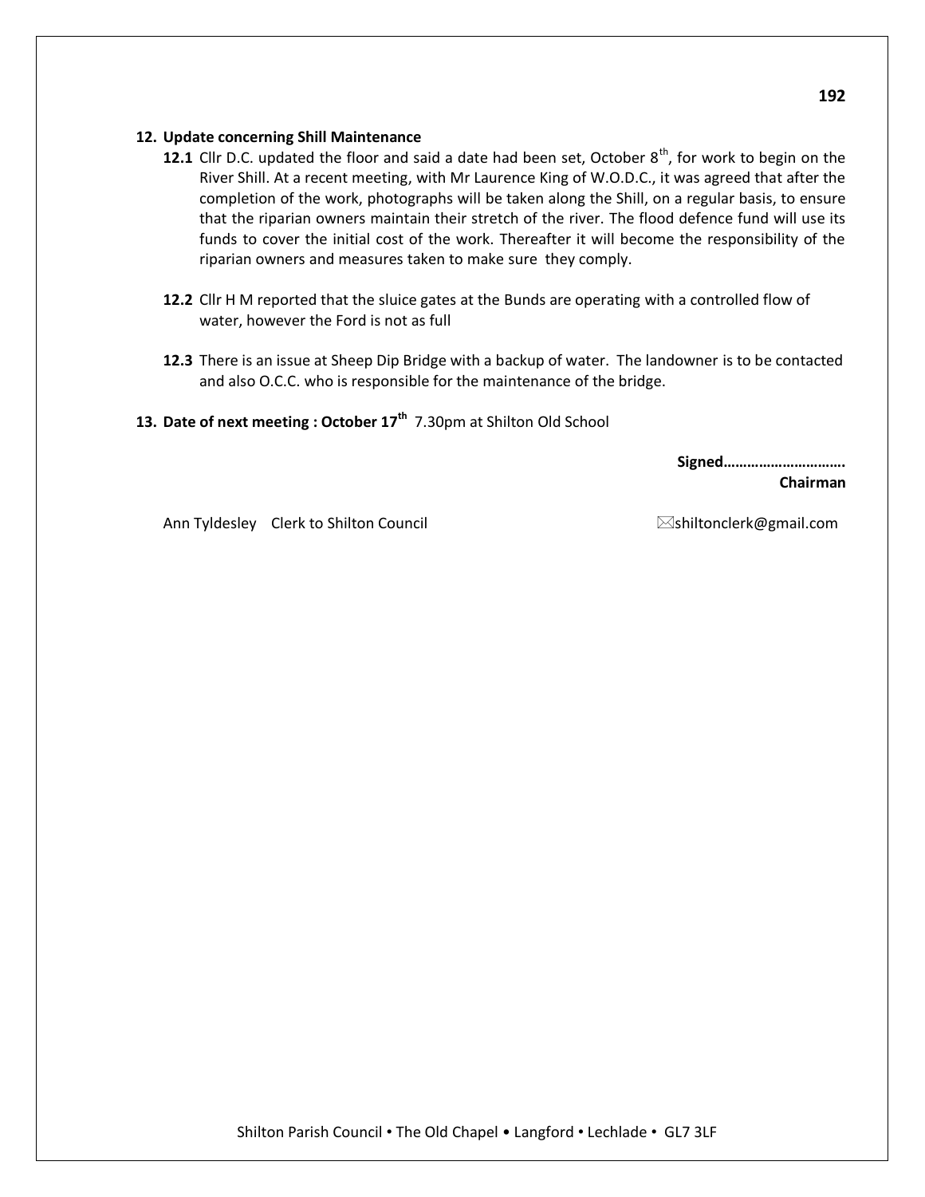**12. Update concerning Shill Maintenance**

**12.1** Cllr D.C. updated the floor and said a date had been set, October 8th, for work to begin on the River Shill. At a recent meeting, with Mr Laurence King of W.O.D.C., it was agreed that after the completion of the work, photographs will be taken along the Shill, on a regular basis, to ensure that the riparian owners maintain their stretch of the river. The flood defence fund will use its funds to cover the initial cost of the work. Thereafter it will become the responsibility of the riparian owners and measures taken to make sure they comply.

**12.2** Cllr H M reported that the sluice gates at the Bunds are operating with a controlled flow of water, however the Ford is not as full

**12.3** There is an issue at Sheep Dip Bridge with a backup of water. The landowner is to be contacted and also O.C.C. who is responsible for the maintenance of the bridge.

**13. Date of next meeting : October 17th** 7.30pm at Shilton Old School

**Signed…………………………**
**Chairman**

Ann Tyldesley Clerk to Shilton Council ✉shiltonclerk@gmail.com

Shilton Parish Council • The Old Chapel • Langford • Lechlade • GL7 3LF